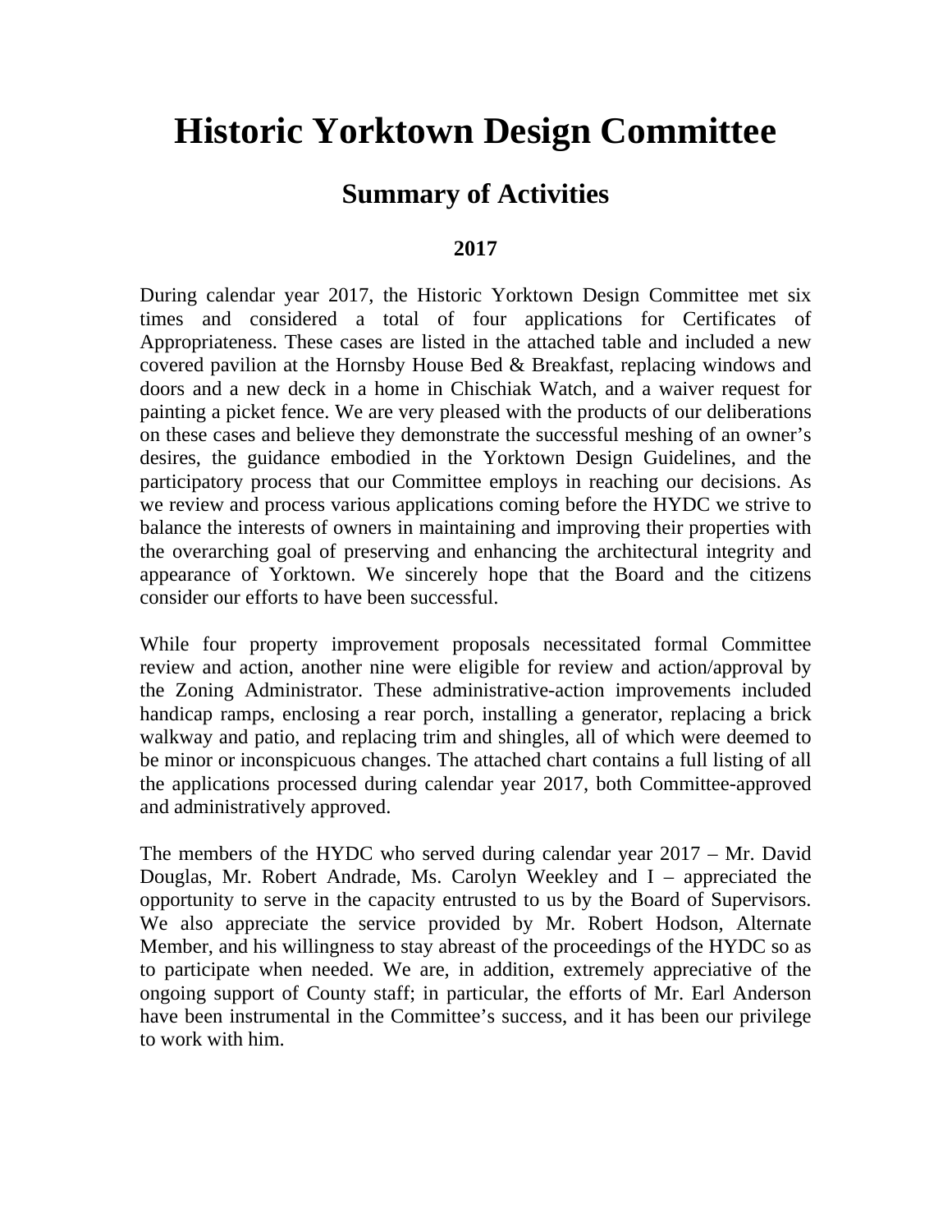# Historic Yorktown Design Committee

## Summary of Activities

### 2017

During calendar year 2017, the Historic Yorktown Design Committee met six times and considered a total of four applications for Certificates of Appropriateness. These cases are listed in the attached table and included a new covered pavilion at the Hornsby House Bed & Breakfast, replacing windows and doors and a new deck in a home in Chischiak Watch, and a waiver request for painting a picket fence. We are very pleased with the products of our deliberations on these cases and believe they demonstrate the successful meshing of an owner's desires, the guidance embodied in the Yorktown Design Guidelines, and the participatory process that our Committee employs in reaching our decisions. As we review and process various applications coming before the HYDC we strive to balance the interests of owners in maintaining and improving their properties with the overarching goal of preserving and enhancing the architectural integrity and appearance of Yorktown. We sincerely hope that the Board and the citizens consider our efforts to have been successful.

While four property improvement proposals necessitated formal Committee review and action, another nine were eligible for review and action/approval by the Zoning Administrator. These administrative-action improvements included handicap ramps, enclosing a rear porch, installing a generator, replacing a brick walkway and patio, and replacing trim and shingles, all of which were deemed to be minor or inconspicuous changes. The attached chart contains a full listing of all the applications processed during calendar year 2017, both Committee-approved and administratively approved.

The members of the HYDC who served during calendar year 2017 – Mr. David Douglas, Mr. Robert Andrade, Ms. Carolyn Weekley and I – appreciated the opportunity to serve in the capacity entrusted to us by the Board of Supervisors. We also appreciate the service provided by Mr. Robert Hodson, Alternate Member, and his willingness to stay abreast of the proceedings of the HYDC so as to participate when needed. We are, in addition, extremely appreciative of the ongoing support of County staff; in particular, the efforts of Mr. Earl Anderson have been instrumental in the Committee's success, and it has been our privilege to work with him.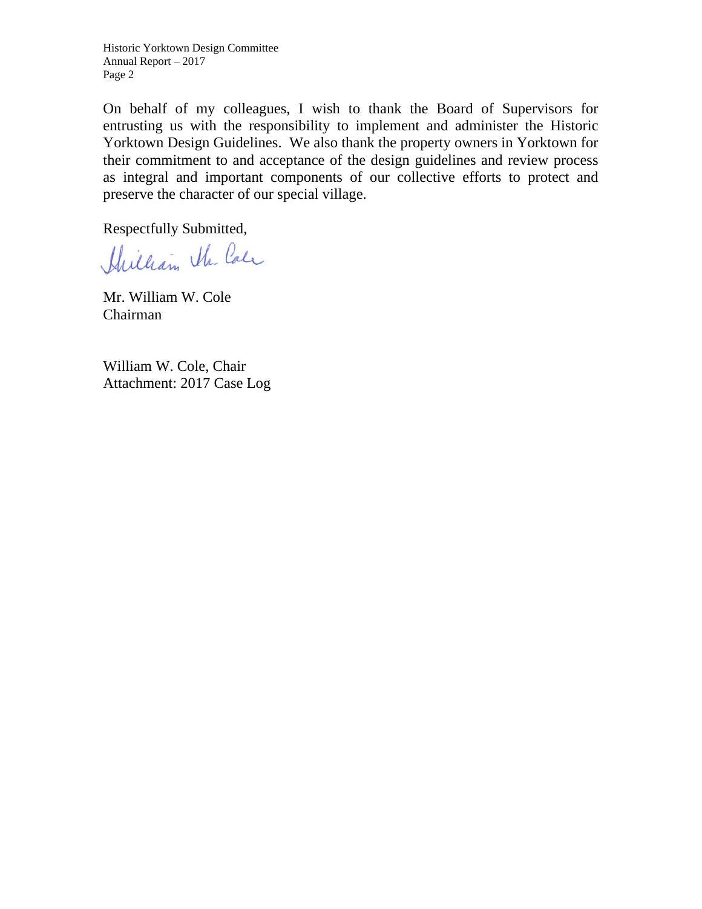On behalf of my colleagues, I wish to thank the Board of Supervisors for entrusting us with the responsibility to implement and administer the Historic Yorktown Design Guidelines. We also thank the property owners in Yorktown for their commitment to and acceptance of the design guidelines and review process as integral and important components of our collective efforts to protect and preserve the character of our special village.

Respectfully Submitted,

Mr. William W. Cole
Chairman

William W. Cole, Chair
Attachment: 2017 Case Log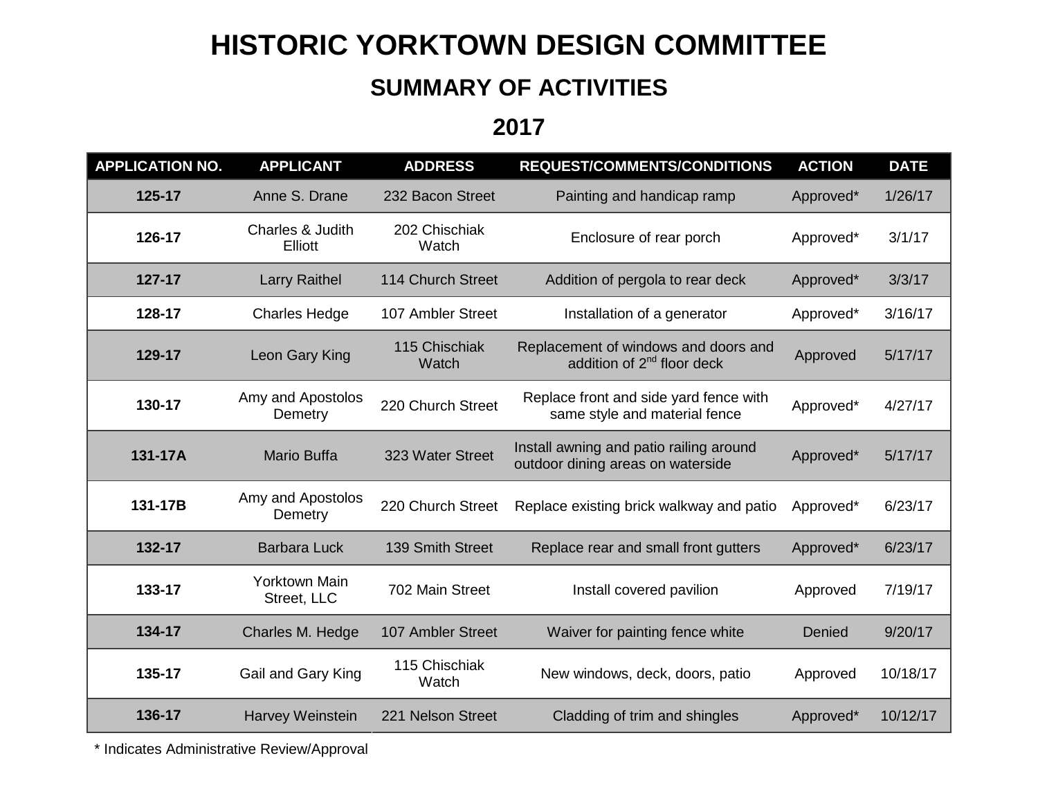# HISTORIC YORKTOWN DESIGN COMMITTEE

## SUMMARY OF ACTIVITIES

## 2017

| APPLICATION NO. | APPLICANT | ADDRESS | REQUEST/COMMENTS/CONDITIONS | ACTION | DATE |
|---|---|---|---|---|---|
| **125-17** | Anne S. Drane | 232 Bacon Street | Painting and handicap ramp | Approved* | 1/26/17 |
| **126-17** | Charles & Judith Elliott | 202 Chischiak Watch | Enclosure of rear porch | Approved* | 3/1/17 |
| **127-17** | Larry Raithel | 114 Church Street | Addition of pergola to rear deck | Approved* | 3/3/17 |
| **128-17** | Charles Hedge | 107 Ambler Street | Installation of a generator | Approved* | 3/16/17 |
| **129-17** | Leon Gary King | 115 Chischiak Watch | Replacement of windows and doors and addition of 2nd floor deck | Approved | 5/17/17 |
| **130-17** | Amy and Apostolos Demetry | 220 Church Street | Replace front and side yard fence with same style and material fence | Approved* | 4/27/17 |
| **131-17A** | Mario Buffa | 323 Water Street | Install awning and patio railing around outdoor dining areas on waterside | Approved* | 5/17/17 |
| **131-17B** | Amy and Apostolos Demetry | 220 Church Street | Replace existing brick walkway and patio | Approved* | 6/23/17 |
| **132-17** | Barbara Luck | 139 Smith Street | Replace rear and small front gutters | Approved* | 6/23/17 |
| **133-17** | Yorktown Main Street, LLC | 702 Main Street | Install covered pavilion | Approved | 7/19/17 |
| **134-17** | Charles M. Hedge | 107 Ambler Street | Waiver for painting fence white | Denied | 9/20/17 |
| **135-17** | Gail and Gary King | 115 Chischiak Watch | New windows, deck, doors, patio | Approved | 10/18/17 |
| **136-17** | Harvey Weinstein | 221 Nelson Street | Cladding of trim and shingles | Approved* | 10/12/17 |

* Indicates Administrative Review/Approval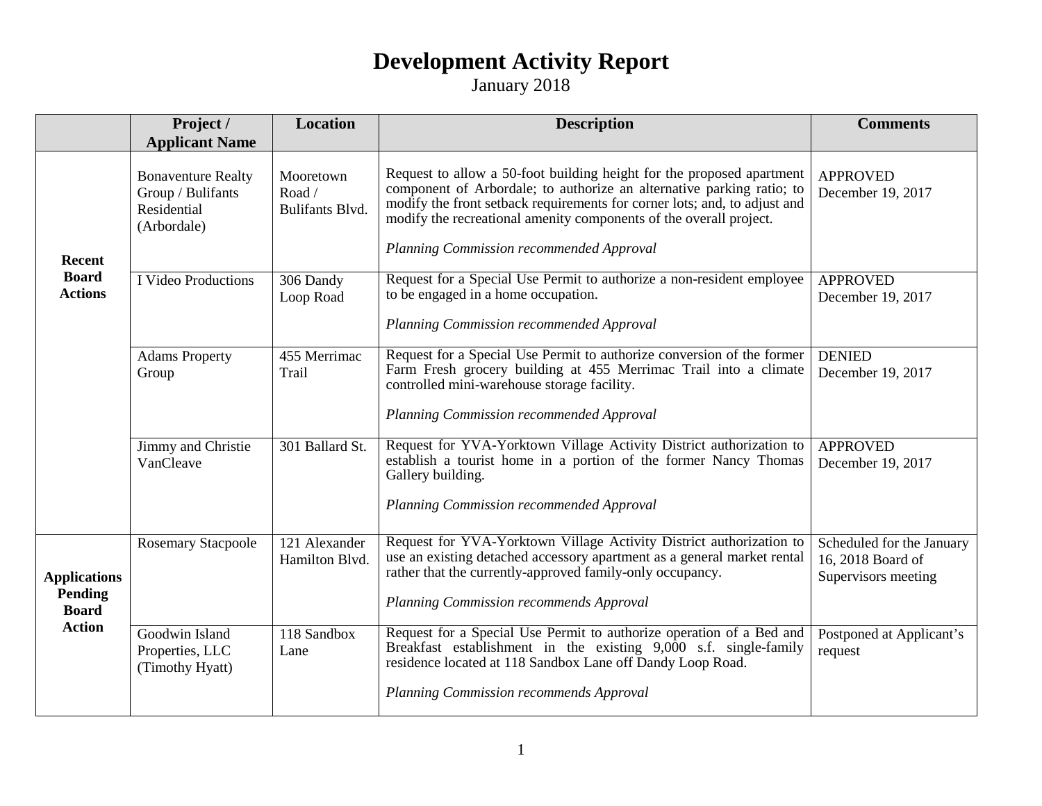# Development Activity Report

January 2018

| | Project / Applicant Name | Location | Description | Comments |
|---|---|---|---|---|
| **Recent Board Actions** | Bonaventure Realty Group / Bulifants Residential (Arbordale) | Mooretown Road / Bulifants Blvd. | Request to allow a 50-foot building height for the proposed apartment component of Arbordale; to authorize an alternative parking ratio; to modify the front setback requirements for corner lots; and, to adjust and modify the recreational amenity components of the overall project.<br><br>*Planning Commission recommended Approval* | APPROVED December 19, 2017 |
| | I Video Productions | 306 Dandy Loop Road | Request for a Special Use Permit to authorize a non-resident employee to be engaged in a home occupation.<br><br>*Planning Commission recommended Approval* | APPROVED December 19, 2017 |
| | Adams Property Group | 455 Merrimac Trail | Request for a Special Use Permit to authorize conversion of the former Farm Fresh grocery building at 455 Merrimac Trail into a climate controlled mini-warehouse storage facility.<br><br>*Planning Commission recommended Approval* | DENIED December 19, 2017 |
| | Jimmy and Christie VanCleave | 301 Ballard St. | Request for YVA-Yorktown Village Activity District authorization to establish a tourist home in a portion of the former Nancy Thomas Gallery building.<br><br>*Planning Commission recommended Approval* | APPROVED December 19, 2017 |
| **Applications Pending Board Action** | Rosemary Stacpoole | 121 Alexander Hamilton Blvd. | Request for YVA-Yorktown Village Activity District authorization to use an existing detached accessory apartment as a general market rental rather that the currently-approved family-only occupancy.<br><br>*Planning Commission recommends Approval* | Scheduled for the January 16, 2018 Board of Supervisors meeting |
| | Goodwin Island Properties, LLC (Timothy Hyatt) | 118 Sandbox Lane | Request for a Special Use Permit to authorize operation of a Bed and Breakfast establishment in the existing 9,000 s.f. single-family residence located at 118 Sandbox Lane off Dandy Loop Road.<br><br>*Planning Commission recommends Approval* | Postponed at Applicant's request |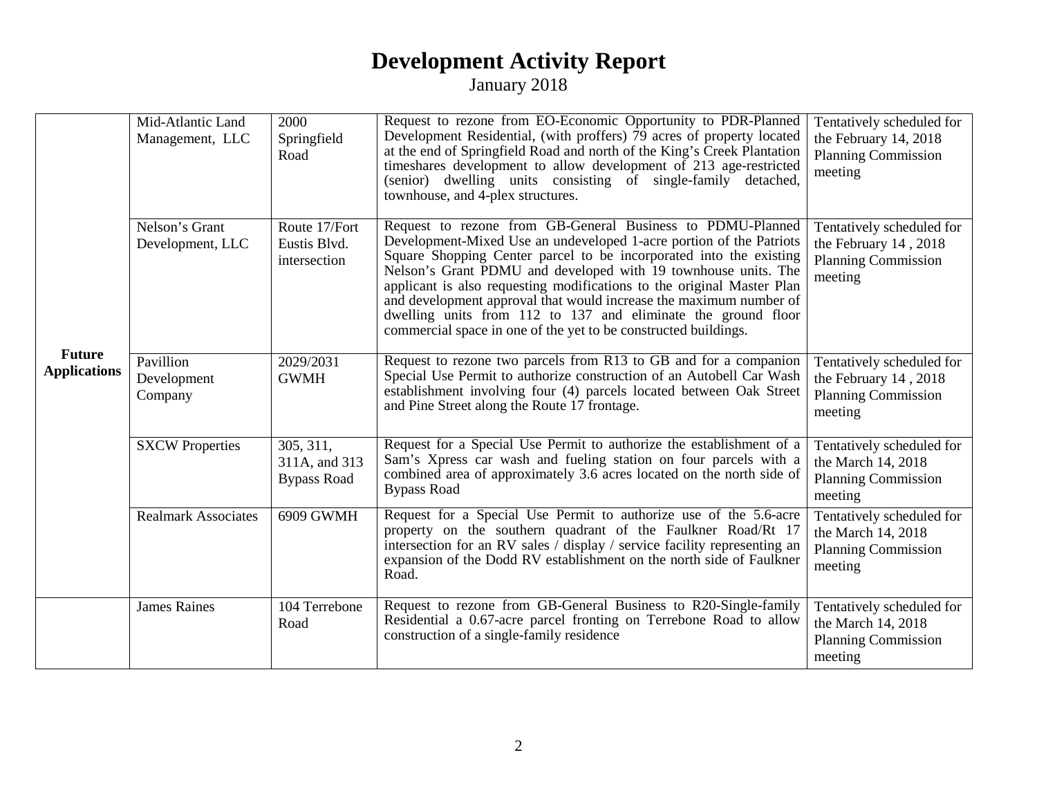# Development Activity Report

January 2018

| | | | | |
|---|---|---|---|---|
| Future Applications | Mid-Atlantic Land Management, LLC | 2000 Springfield Road | Request to rezone from EO-Economic Opportunity to PDR-Planned Development Residential, (with proffers) 79 acres of property located at the end of Springfield Road and north of the King's Creek Plantation timeshares development to allow development of 213 age-restricted (senior) dwelling units consisting of single-family detached, townhouse, and 4-plex structures. | Tentatively scheduled for the February 14, 2018 Planning Commission meeting |
| | Nelson's Grant Development, LLC | Route 17/Fort Eustis Blvd. intersection | Request to rezone from GB-General Business to PDMU-Planned Development-Mixed Use an undeveloped 1-acre portion of the Patriots Square Shopping Center parcel to be incorporated into the existing Nelson's Grant PDMU and developed with 19 townhouse units. The applicant is also requesting modifications to the original Master Plan and development approval that would increase the maximum number of dwelling units from 112 to 137 and eliminate the ground floor commercial space in one of the yet to be constructed buildings. | Tentatively scheduled for the February 14 , 2018 Planning Commission meeting |
| | Pavillion Development Company | 2029/2031 GWMH | Request to rezone two parcels from R13 to GB and for a companion Special Use Permit to authorize construction of an Autobell Car Wash establishment involving four (4) parcels located between Oak Street and Pine Street along the Route 17 frontage. | Tentatively scheduled for the February 14 , 2018 Planning Commission meeting |
| | SXCW Properties | 305, 311, 311A, and 313 Bypass Road | Request for a Special Use Permit to authorize the establishment of a Sam's Xpress car wash and fueling station on four parcels with a combined area of approximately 3.6 acres located on the north side of Bypass Road | Tentatively scheduled for the March 14, 2018 Planning Commission meeting |
| | Realmark Associates | 6909 GWMH | Request for a Special Use Permit to authorize use of the 5.6-acre property on the southern quadrant of the Faulkner Road/Rt 17 intersection for an RV sales / display / service facility representing an expansion of the Dodd RV establishment on the north side of Faulkner Road. | Tentatively scheduled for the March 14, 2018 Planning Commission meeting |
| | James Raines | 104 Terrebone Road | Request to rezone from GB-General Business to R20-Single-family Residential a 0.67-acre parcel fronting on Terrebone Road to allow construction of a single-family residence | Tentatively scheduled for the March 14, 2018 Planning Commission meeting |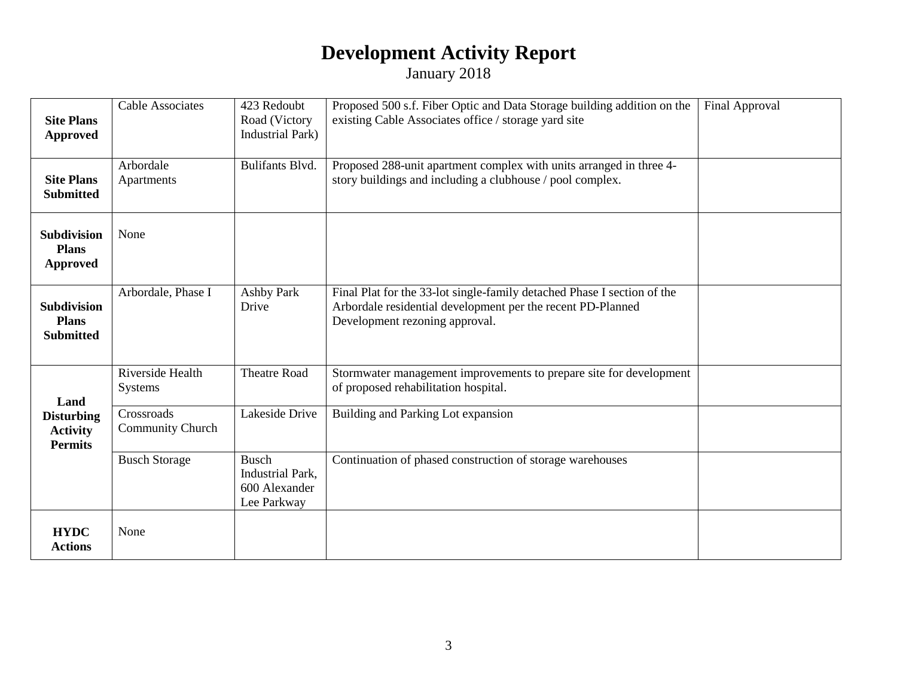# Development Activity Report

January 2018

| | | | | |
|---|---|---|---|---|
| **Site Plans Approved** | Cable Associates | 423 Redoubt Road (Victory Industrial Park) | Proposed 500 s.f. Fiber Optic and Data Storage building addition on the existing Cable Associates office / storage yard site | Final Approval |
| **Site Plans Submitted** | Arbordale Apartments | Bulifants Blvd. | Proposed 288-unit apartment complex with units arranged in three 4-story buildings and including a clubhouse / pool complex. | |
| **Subdivision Plans Approved** | None | | | |
| **Subdivision Plans Submitted** | Arbordale, Phase I | Ashby Park Drive | Final Plat for the 33-lot single-family detached Phase I section of the Arbordale residential development per the recent PD-Planned Development rezoning approval. | |
| **Land Disturbing Activity Permits** | Riverside Health Systems | Theatre Road | Stormwater management improvements to prepare site for development of proposed rehabilitation hospital. | |
| | Crossroads Community Church | Lakeside Drive | Building and Parking Lot expansion | |
| | Busch Storage | Busch Industrial Park, 600 Alexander Lee Parkway | Continuation of phased construction of storage warehouses | |
| **HYDC Actions** | None | | | |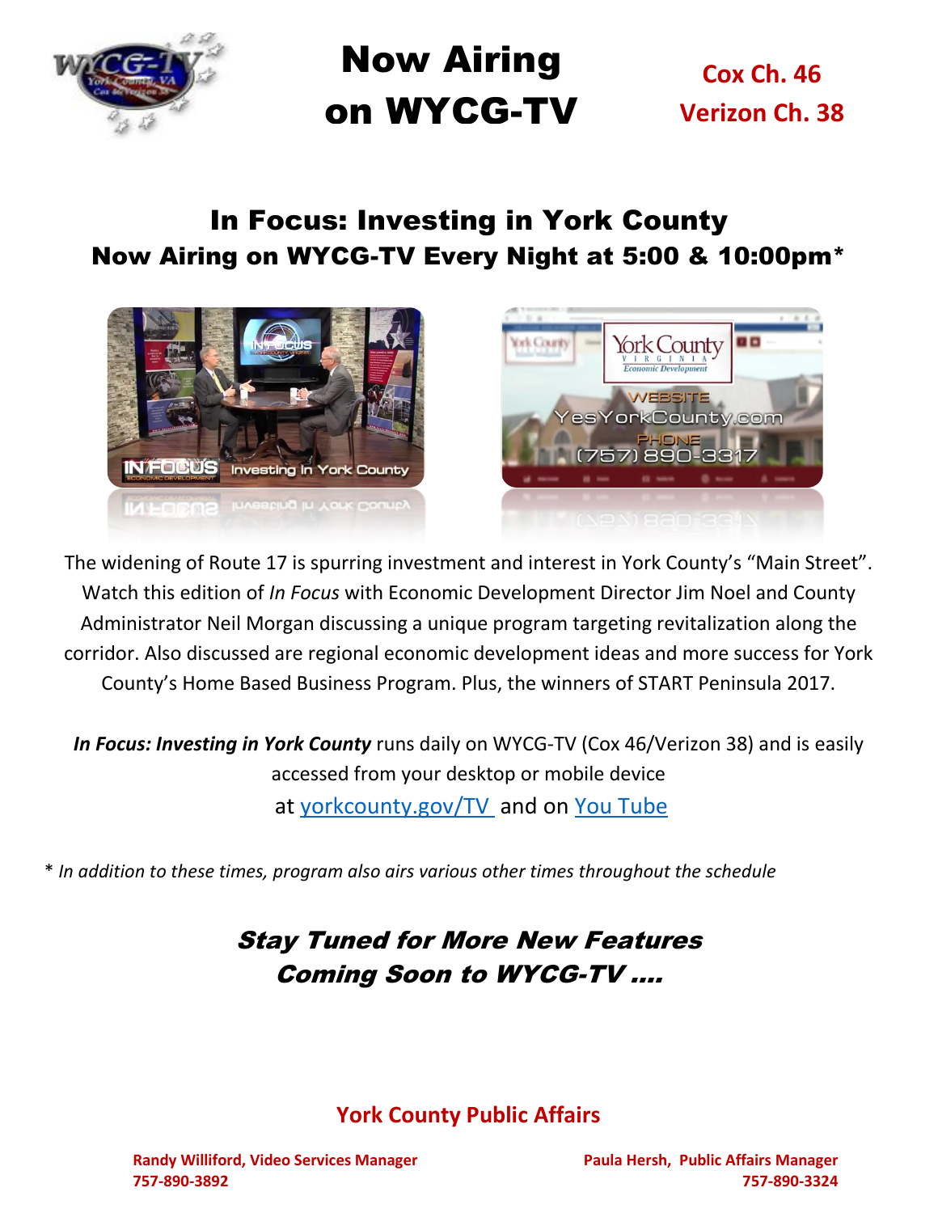# Now Airing on WYCG-TV

**Cox Ch. 46**
**Verizon Ch. 38**

## In Focus: Investing in York County

### Now Airing on WYCG-TV Every Night at 5:00 & 10:00pm*

The widening of Route 17 is spurring investment and interest in York County's "Main Street". Watch this edition of *In Focus* with Economic Development Director Jim Noel and County Administrator Neil Morgan discussing a unique program targeting revitalization along the corridor. Also discussed are regional economic development ideas and more success for York County's Home Based Business Program. Plus, the winners of START Peninsula 2017.

***In Focus: Investing in York County*** runs daily on WYCG-TV (Cox 46/Verizon 38) and is easily accessed from your desktop or mobile device at yorkcounty.gov/TV and on You Tube

\* *In addition to these times, program also airs various other times throughout the schedule*

***Stay Tuned for More New Features Coming Soon to WYCG-TV ….***

**York County Public Affairs**

**Randy Williford, Video Services Manager**
**757-890-3892**

**Paula Hersh, Public Affairs Manager**
**757-890-3324**